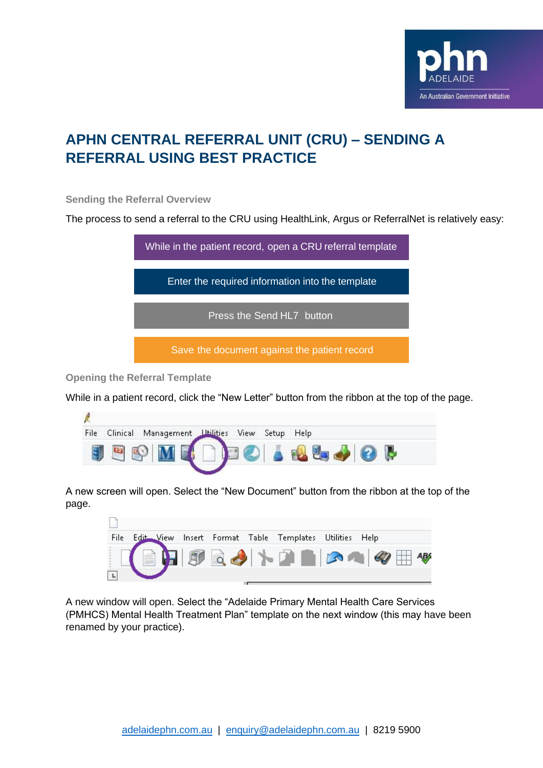# APHN CENTRAL REFERRAL UNIT (CRU) – SENDING A REFERRAL USING BEST PRACTICE

### Sending the Referral Overview

The process to send a referral to the CRU using HealthLink, Argus or ReferralNet is relatively easy:

1. While in the patient record, open a CRU referral template
2. Enter the required information into the template
3. Press the Send HL7 button
4. Save the document against the patient record

### Opening the Referral Template

While in a patient record, click the "New Letter" button from the ribbon at the top of the page.

A new screen will open. Select the "New Document" button from the ribbon at the top of the page.

A new window will open. Select the "Adelaide Primary Mental Health Care Services (PMHCS) Mental Health Treatment Plan" template on the next window (this may have been renamed by your practice).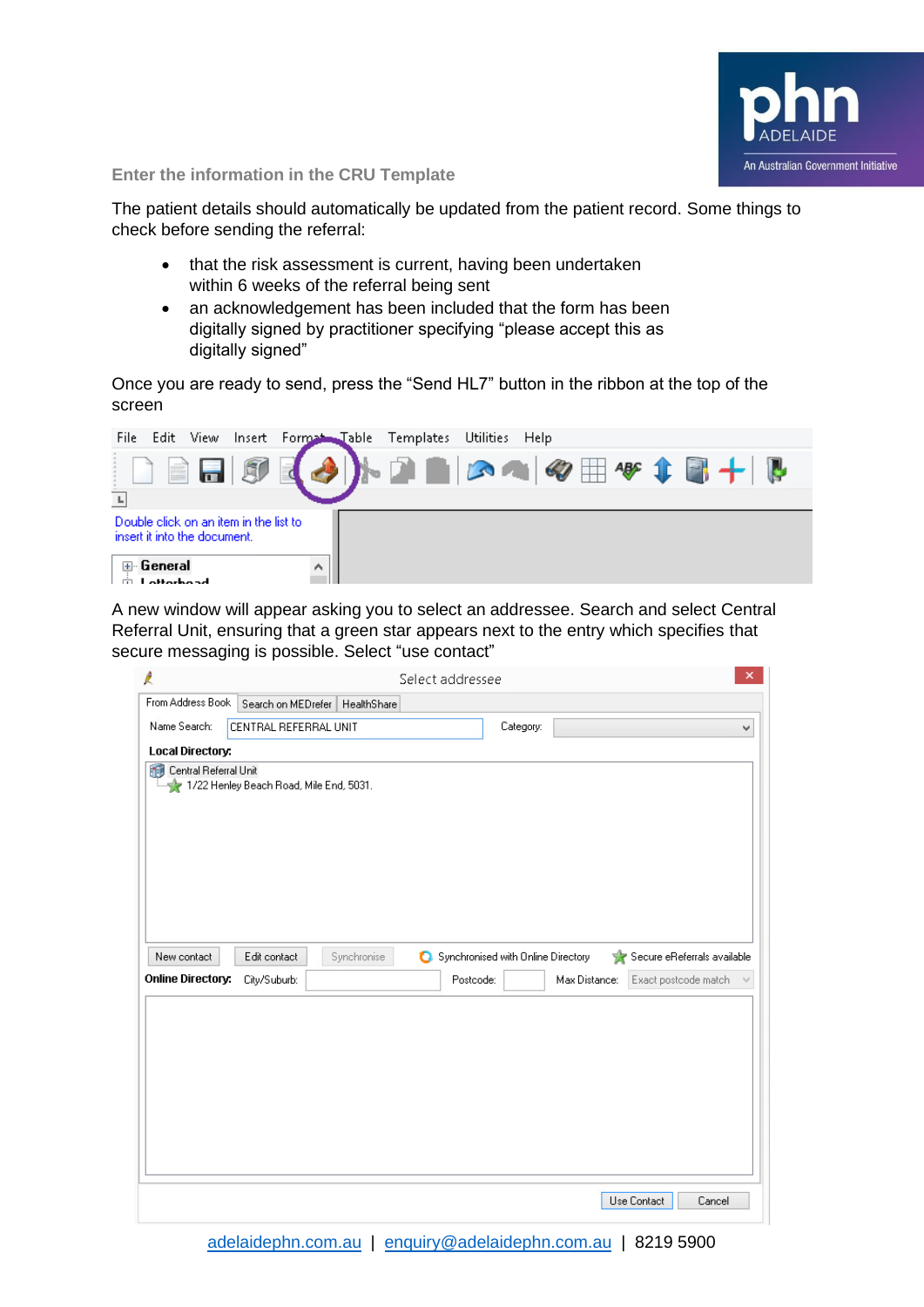## Enter the information in the CRU Template

The patient details should automatically be updated from the patient record. Some things to check before sending the referral:

- that the risk assessment is current, having been undertaken within 6 weeks of the referral being sent
- an acknowledgement has been included that the form has been digitally signed by practitioner specifying "please accept this as digitally signed"

Once you are ready to send, press the "Send HL7" button in the ribbon at the top of the screen

A new window will appear asking you to select an addressee. Search and select Central Referral Unit, ensuring that a green star appears next to the entry which specifies that secure messaging is possible. Select "use contact"

adelaidephn.com.au | enquiry@adelaidephn.com.au | 8219 5900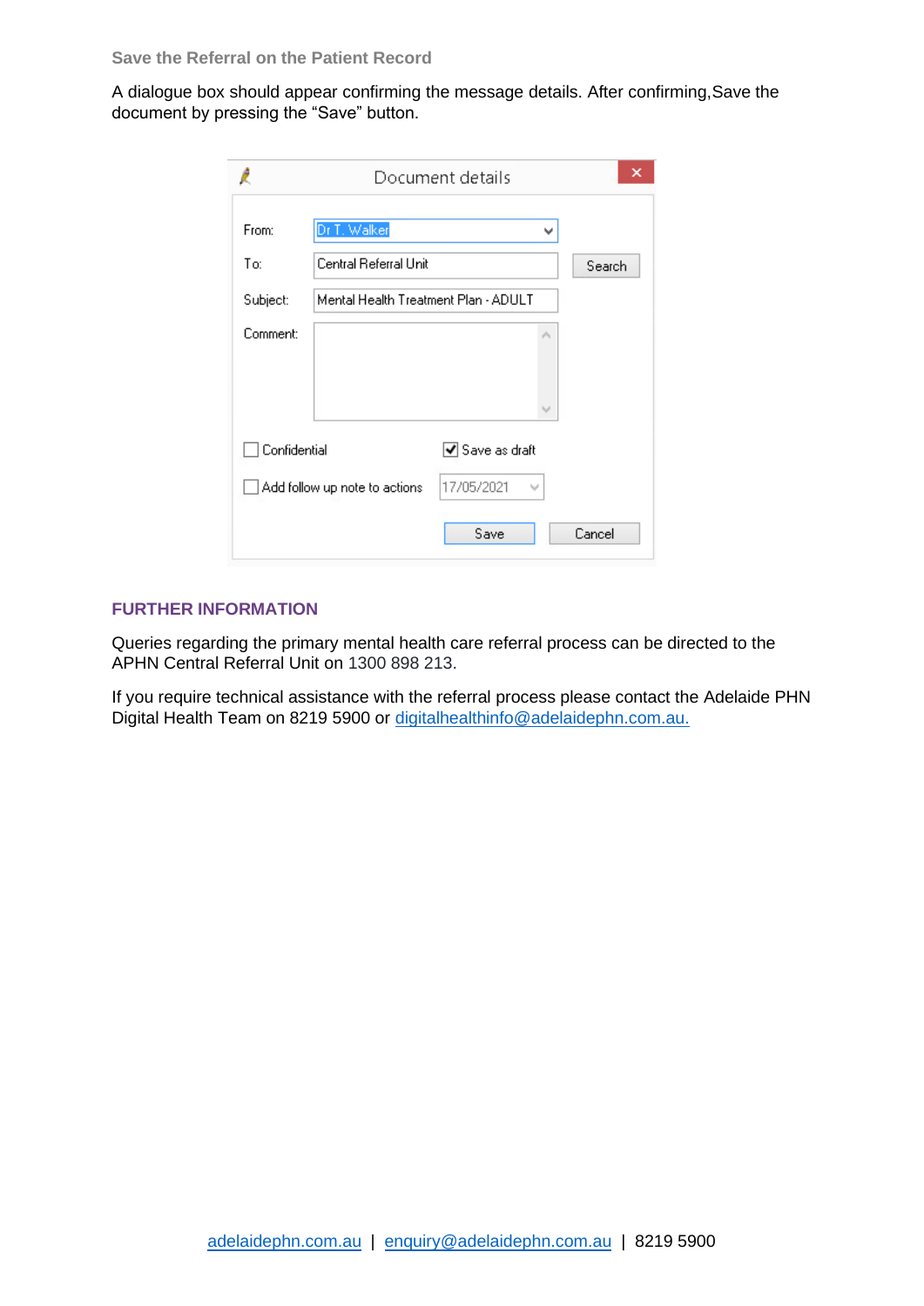### Save the Referral on the Patient Record

A dialogue box should appear confirming the message details. After confirming,Save the document by pressing the “Save” button.

## FURTHER INFORMATION

Queries regarding the primary mental health care referral process can be directed to the APHN Central Referral Unit on 1300 898 213.

If you require technical assistance with the referral process please contact the Adelaide PHN Digital Health Team on 8219 5900 or digitalhealthinfo@adelaidephn.com.au.